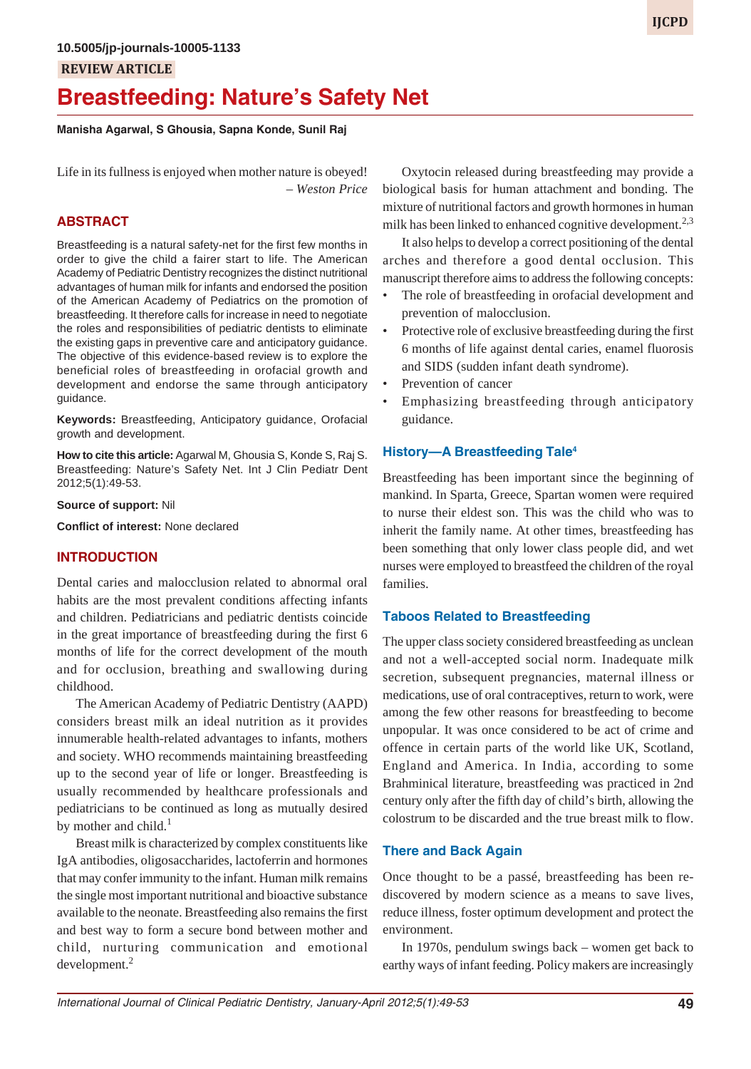10.5005/jp-journals-10005-1133

REVIEW ARTICLE

# Breastfeeding: Nature's Safety Net

**Manisha Agarwal, S Ghousia, Sapna Konde, Sunil Raj**

Life in its fullness is enjoyed when mother nature is obeyed!
*– Weston Price*

## ABSTRACT

Breastfeeding is a natural safety-net for the first few months in order to give the child a fairer start to life. The American Academy of Pediatric Dentistry recognizes the distinct nutritional advantages of human milk for infants and endorsed the position of the American Academy of Pediatrics on the promotion of breastfeeding. It therefore calls for increase in need to negotiate the roles and responsibilities of pediatric dentists to eliminate the existing gaps in preventive care and anticipatory guidance. The objective of this evidence-based review is to explore the beneficial roles of breastfeeding in orofacial growth and development and endorse the same through anticipatory guidance.

**Keywords:** Breastfeeding, Anticipatory guidance, Orofacial growth and development.

**How to cite this article:** Agarwal M, Ghousia S, Konde S, Raj S. Breastfeeding: Nature's Safety Net. Int J Clin Pediatr Dent 2012;5(1):49-53.

**Source of support:** Nil

**Conflict of interest:** None declared

## INTRODUCTION

Dental caries and malocclusion related to abnormal oral habits are the most prevalent conditions affecting infants and children. Pediatricians and pediatric dentists coincide in the great importance of breastfeeding during the first 6 months of life for the correct development of the mouth and for occlusion, breathing and swallowing during childhood.

The American Academy of Pediatric Dentistry (AAPD) considers breast milk an ideal nutrition as it provides innumerable health-related advantages to infants, mothers and society. WHO recommends maintaining breastfeeding up to the second year of life or longer. Breastfeeding is usually recommended by healthcare professionals and pediatricians to be continued as long as mutually desired by mother and child.[1]

Breast milk is characterized by complex constituents like IgA antibodies, oligosaccharides, lactoferrin and hormones that may confer immunity to the infant. Human milk remains the single most important nutritional and bioactive substance available to the neonate. Breastfeeding also remains the first and best way to form a secure bond between mother and child, nurturing communication and emotional development.[2]

Oxytocin released during breastfeeding may provide a biological basis for human attachment and bonding. The mixture of nutritional factors and growth hormones in human milk has been linked to enhanced cognitive development.[2,3]

It also helps to develop a correct positioning of the dental arches and therefore a good dental occlusion. This manuscript therefore aims to address the following concepts:

- The role of breastfeeding in orofacial development and prevention of malocclusion.
- Protective role of exclusive breastfeeding during the first 6 months of life against dental caries, enamel fluorosis and SIDS (sudden infant death syndrome).
- Prevention of cancer
- Emphasizing breastfeeding through anticipatory guidance.

### History—A Breastfeeding Tale[4]

Breastfeeding has been important since the beginning of mankind. In Sparta, Greece, Spartan women were required to nurse their eldest son. This was the child who was to inherit the family name. At other times, breastfeeding has been something that only lower class people did, and wet nurses were employed to breastfeed the children of the royal families.

### Taboos Related to Breastfeeding

The upper class society considered breastfeeding as unclean and not a well-accepted social norm. Inadequate milk secretion, subsequent pregnancies, maternal illness or medications, use of oral contraceptives, return to work, were among the few other reasons for breastfeeding to become unpopular. It was once considered to be act of crime and offence in certain parts of the world like UK, Scotland, England and America. In India, according to some Brahminical literature, breastfeeding was practiced in 2nd century only after the fifth day of child's birth, allowing the colostrum to be discarded and the true breast milk to flow.

### There and Back Again

Once thought to be a passé, breastfeeding has been re-discovered by modern science as a means to save lives, reduce illness, foster optimum development and protect the environment.

In 1970s, pendulum swings back – women get back to earthy ways of infant feeding. Policy makers are increasingly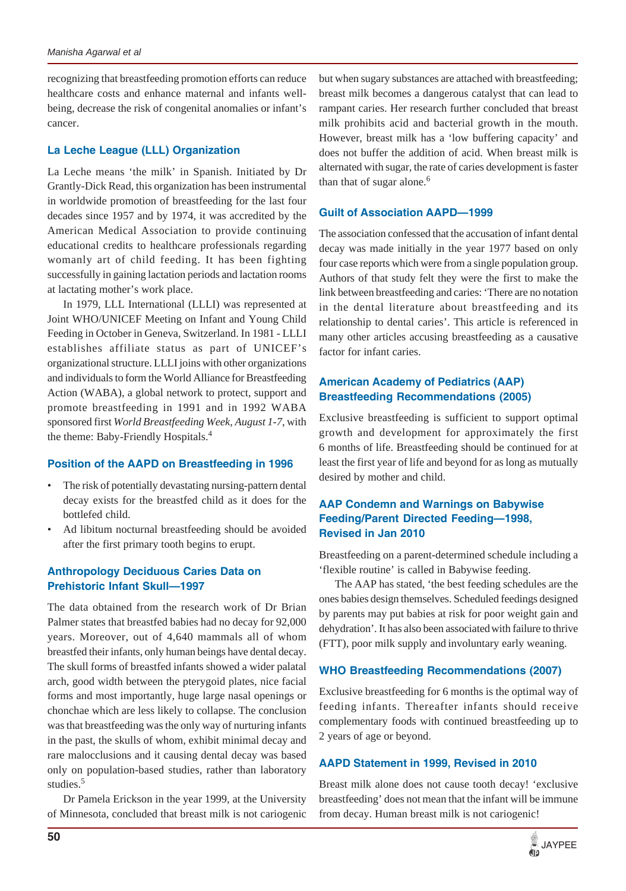recognizing that breastfeeding promotion efforts can reduce healthcare costs and enhance maternal and infants well-being, decrease the risk of congenital anomalies or infant's cancer.

## La Leche League (LLL) Organization

La Leche means 'the milk' in Spanish. Initiated by Dr Grantly-Dick Read, this organization has been instrumental in worldwide promotion of breastfeeding for the last four decades since 1957 and by 1974, it was accredited by the American Medical Association to provide continuing educational credits to healthcare professionals regarding womanly art of child feeding. It has been fighting successfully in gaining lactation periods and lactation rooms at lactating mother's work place.

In 1979, LLL International (LLLI) was represented at Joint WHO/UNICEF Meeting on Infant and Young Child Feeding in October in Geneva, Switzerland. In 1981 - LLLI establishes affiliate status as part of UNICEF's organizational structure. LLLI joins with other organizations and individuals to form the World Alliance for Breastfeeding Action (WABA), a global network to protect, support and promote breastfeeding in 1991 and in 1992 WABA sponsored first *World Breastfeeding Week, August 1-7*, with the theme: Baby-Friendly Hospitals.[4]

## Position of the AAPD on Breastfeeding in 1996

- The risk of potentially devastating nursing-pattern dental decay exists for the breastfed child as it does for the bottlefed child.
- Ad libitum nocturnal breastfeeding should be avoided after the first primary tooth begins to erupt.

## Anthropology Deciduous Caries Data on Prehistoric Infant Skull—1997

The data obtained from the research work of Dr Brian Palmer states that breastfed babies had no decay for 92,000 years. Moreover, out of 4,640 mammals all of whom breastfed their infants, only human beings have dental decay. The skull forms of breastfed infants showed a wider palatal arch, good width between the pterygoid plates, nice facial forms and most importantly, huge large nasal openings or chonchae which are less likely to collapse. The conclusion was that breastfeeding was the only way of nurturing infants in the past, the skulls of whom, exhibit minimal decay and rare malocclusions and it causing dental decay was based only on population-based studies, rather than laboratory studies.[5]

Dr Pamela Erickson in the year 1999, at the University of Minnesota, concluded that breast milk is not cariogenic but when sugary substances are attached with breastfeeding; breast milk becomes a dangerous catalyst that can lead to rampant caries. Her research further concluded that breast milk prohibits acid and bacterial growth in the mouth. However, breast milk has a 'low buffering capacity' and does not buffer the addition of acid. When breast milk is alternated with sugar, the rate of caries development is faster than that of sugar alone.[6]

## Guilt of Association AAPD—1999

The association confessed that the accusation of infant dental decay was made initially in the year 1977 based on only four case reports which were from a single population group. Authors of that study felt they were the first to make the link between breastfeeding and caries: 'There are no notation in the dental literature about breastfeeding and its relationship to dental caries'. This article is referenced in many other articles accusing breastfeeding as a causative factor for infant caries.

## American Academy of Pediatrics (AAP) Breastfeeding Recommendations (2005)

Exclusive breastfeeding is sufficient to support optimal growth and development for approximately the first 6 months of life. Breastfeeding should be continued for at least the first year of life and beyond for as long as mutually desired by mother and child.

## AAP Condemn and Warnings on Babywise Feeding/Parent Directed Feeding—1998, Revised in Jan 2010

Breastfeeding on a parent-determined schedule including a 'flexible routine' is called in Babywise feeding.

The AAP has stated, 'the best feeding schedules are the ones babies design themselves. Scheduled feedings designed by parents may put babies at risk for poor weight gain and dehydration'. It has also been associated with failure to thrive (FTT), poor milk supply and involuntary early weaning.

## WHO Breastfeeding Recommendations (2007)

Exclusive breastfeeding for 6 months is the optimal way of feeding infants. Thereafter infants should receive complementary foods with continued breastfeeding up to 2 years of age or beyond.

## AAPD Statement in 1999, Revised in 2010

Breast milk alone does not cause tooth decay! 'exclusive breastfeeding' does not mean that the infant will be immune from decay. Human breast milk is not cariogenic!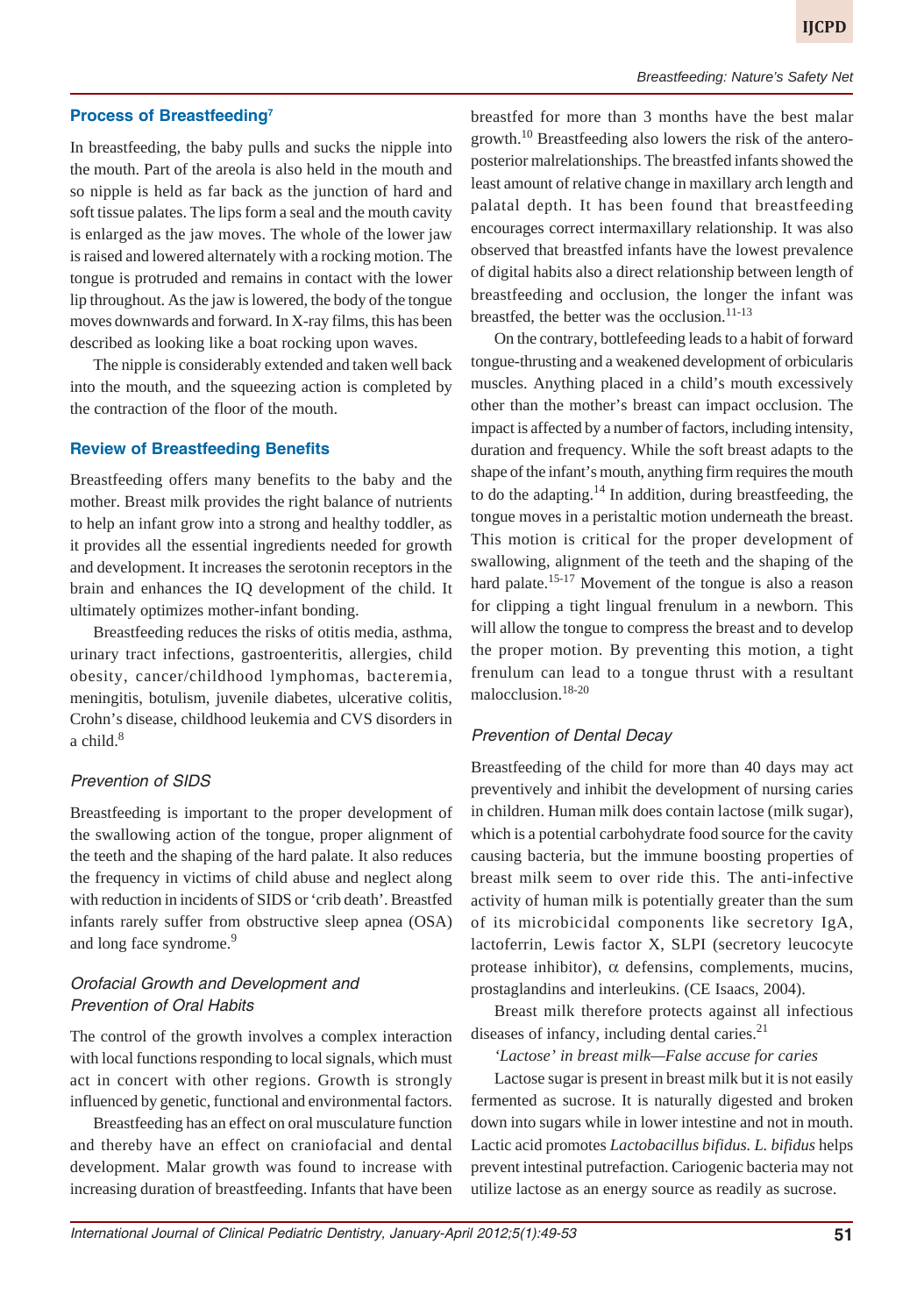## Process of Breastfeeding[7]

In breastfeeding, the baby pulls and sucks the nipple into the mouth. Part of the areola is also held in the mouth and so nipple is held as far back as the junction of hard and soft tissue palates. The lips form a seal and the mouth cavity is enlarged as the jaw moves. The whole of the lower jaw is raised and lowered alternately with a rocking motion. The tongue is protruded and remains in contact with the lower lip throughout. As the jaw is lowered, the body of the tongue moves downwards and forward. In X-ray films, this has been described as looking like a boat rocking upon waves.

The nipple is considerably extended and taken well back into the mouth, and the squeezing action is completed by the contraction of the floor of the mouth.

## Review of Breastfeeding Benefits

Breastfeeding offers many benefits to the baby and the mother. Breast milk provides the right balance of nutrients to help an infant grow into a strong and healthy toddler, as it provides all the essential ingredients needed for growth and development. It increases the serotonin receptors in the brain and enhances the IQ development of the child. It ultimately optimizes mother-infant bonding.

Breastfeeding reduces the risks of otitis media, asthma, urinary tract infections, gastroenteritis, allergies, child obesity, cancer/childhood lymphomas, bacteremia, meningitis, botulism, juvenile diabetes, ulcerative colitis, Crohn's disease, childhood leukemia and CVS disorders in a child.[8]

### *Prevention of SIDS*

Breastfeeding is important to the proper development of the swallowing action of the tongue, proper alignment of the teeth and the shaping of the hard palate. It also reduces the frequency in victims of child abuse and neglect along with reduction in incidents of SIDS or 'crib death'. Breastfed infants rarely suffer from obstructive sleep apnea (OSA) and long face syndrome.[9]

### *Orofacial Growth and Development and Prevention of Oral Habits*

The control of the growth involves a complex interaction with local functions responding to local signals, which must act in concert with other regions. Growth is strongly influenced by genetic, functional and environmental factors.

Breastfeeding has an effect on oral musculature function and thereby have an effect on craniofacial and dental development. Malar growth was found to increase with increasing duration of breastfeeding. Infants that have been breastfed for more than 3 months have the best malar growth.[10] Breastfeeding also lowers the risk of the anteroposterior malrelationships. The breastfed infants showed the least amount of relative change in maxillary arch length and palatal depth. It has been found that breastfeeding encourages correct intermaxillary relationship. It was also observed that breastfed infants have the lowest prevalence of digital habits also a direct relationship between length of breastfeeding and occlusion, the longer the infant was breastfed, the better was the occlusion.[11-13]

On the contrary, bottlefeeding leads to a habit of forward tongue-thrusting and a weakened development of orbicularis muscles. Anything placed in a child's mouth excessively other than the mother's breast can impact occlusion. The impact is affected by a number of factors, including intensity, duration and frequency. While the soft breast adapts to the shape of the infant's mouth, anything firm requires the mouth to do the adapting.[14] In addition, during breastfeeding, the tongue moves in a peristaltic motion underneath the breast. This motion is critical for the proper development of swallowing, alignment of the teeth and the shaping of the hard palate.[15-17] Movement of the tongue is also a reason for clipping a tight lingual frenulum in a newborn. This will allow the tongue to compress the breast and to develop the proper motion. By preventing this motion, a tight frenulum can lead to a tongue thrust with a resultant malocclusion.[18-20]

### *Prevention of Dental Decay*

Breastfeeding of the child for more than 40 days may act preventively and inhibit the development of nursing caries in children. Human milk does contain lactose (milk sugar), which is a potential carbohydrate food source for the cavity causing bacteria, but the immune boosting properties of breast milk seem to over ride this. The anti-infective activity of human milk is potentially greater than the sum of its microbicidal components like secretory IgA, lactoferrin, Lewis factor X, SLPI (secretory leucocyte protease inhibitor), $\alpha$ defensins, complements, mucins, prostaglandins and interleukins. (CE Isaacs, 2004).

Breast milk therefore protects against all infectious diseases of infancy, including dental caries.[21]

*'Lactose' in breast milk—False accuse for caries*

Lactose sugar is present in breast milk but it is not easily fermented as sucrose. It is naturally digested and broken down into sugars while in lower intestine and not in mouth. Lactic acid promotes *Lactobacillus bifidus. L. bifidus* helps prevent intestinal putrefaction. Cariogenic bacteria may not utilize lactose as an energy source as readily as sucrose.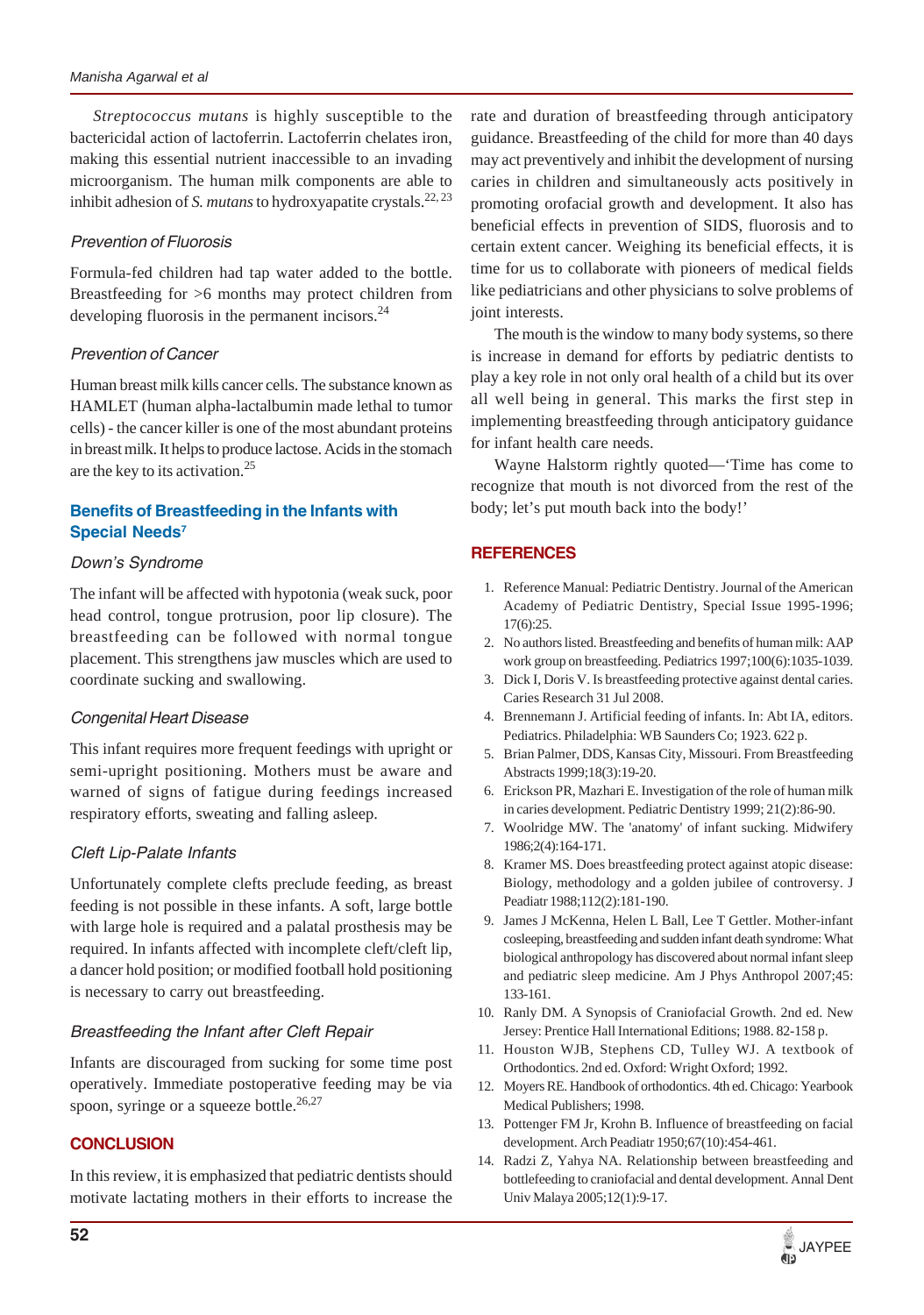*Streptococcus mutans* is highly susceptible to the bactericidal action of lactoferrin. Lactoferrin chelates iron, making this essential nutrient inaccessible to an invading microorganism. The human milk components are able to inhibit adhesion of *S. mutans* to hydroxyapatite crystals.[22, 23]

### Prevention of Fluorosis

Formula-fed children had tap water added to the bottle. Breastfeeding for >6 months may protect children from developing fluorosis in the permanent incisors.[24]

### Prevention of Cancer

Human breast milk kills cancer cells. The substance known as HAMLET (human alpha-lactalbumin made lethal to tumor cells) - the cancer killer is one of the most abundant proteins in breast milk. It helps to produce lactose. Acids in the stomach are the key to its activation.[25]

## Benefits of Breastfeeding in the Infants with Special Needs[7]

### Down's Syndrome

The infant will be affected with hypotonia (weak suck, poor head control, tongue protrusion, poor lip closure). The breastfeeding can be followed with normal tongue placement. This strengthens jaw muscles which are used to coordinate sucking and swallowing.

### Congenital Heart Disease

This infant requires more frequent feedings with upright or semi-upright positioning. Mothers must be aware and warned of signs of fatigue during feedings increased respiratory efforts, sweating and falling asleep.

### Cleft Lip-Palate Infants

Unfortunately complete clefts preclude feeding, as breast feeding is not possible in these infants. A soft, large bottle with large hole is required and a palatal prosthesis may be required. In infants affected with incomplete cleft/cleft lip, a dancer hold position; or modified football hold positioning is necessary to carry out breastfeeding.

### Breastfeeding the Infant after Cleft Repair

Infants are discouraged from sucking for some time post operatively. Immediate postoperative feeding may be via spoon, syringe or a squeeze bottle.[26,27]

## CONCLUSION

In this review, it is emphasized that pediatric dentists should motivate lactating mothers in their efforts to increase the rate and duration of breastfeeding through anticipatory guidance. Breastfeeding of the child for more than 40 days may act preventively and inhibit the development of nursing caries in children and simultaneously acts positively in promoting orofacial growth and development. It also has beneficial effects in prevention of SIDS, fluorosis and to certain extent cancer. Weighing its beneficial effects, it is time for us to collaborate with pioneers of medical fields like pediatricians and other physicians to solve problems of joint interests.

The mouth is the window to many body systems, so there is increase in demand for efforts by pediatric dentists to play a key role in not only oral health of a child but its over all well being in general. This marks the first step in implementing breastfeeding through anticipatory guidance for infant health care needs.

Wayne Halstorm rightly quoted—'Time has come to recognize that mouth is not divorced from the rest of the body; let's put mouth back into the body!'

## REFERENCES

1. Reference Manual: Pediatric Dentistry. Journal of the American Academy of Pediatric Dentistry, Special Issue 1995-1996; 17(6):25.
2. No authors listed. Breastfeeding and benefits of human milk: AAP work group on breastfeeding. Pediatrics 1997;100(6):1035-1039.
3. Dick I, Doris V. Is breastfeeding protective against dental caries. Caries Research 31 Jul 2008.
4. Brennemann J. Artificial feeding of infants. In: Abt IA, editors. Pediatrics. Philadelphia: WB Saunders Co; 1923. 622 p.
5. Brian Palmer, DDS, Kansas City, Missouri. From Breastfeeding Abstracts 1999;18(3):19-20.
6. Erickson PR, Mazhari E. Investigation of the role of human milk in caries development. Pediatric Dentistry 1999; 21(2):86-90.
7. Woolridge MW. The 'anatomy' of infant sucking. Midwifery 1986;2(4):164-171.
8. Kramer MS. Does breastfeeding protect against atopic disease: Biology, methodology and a golden jubilee of controversy. J Peadiatr 1988;112(2):181-190.
9. James J McKenna, Helen L Ball, Lee T Gettler. Mother-infant cosleeping, breastfeeding and sudden infant death syndrome: What biological anthropology has discovered about normal infant sleep and pediatric sleep medicine. Am J Phys Anthropol 2007;45: 133-161.
10. Ranly DM. A Synopsis of Craniofacial Growth. 2nd ed. New Jersey: Prentice Hall International Editions; 1988. 82-158 p.
11. Houston WJB, Stephens CD, Tulley WJ. A textbook of Orthodontics. 2nd ed. Oxford: Wright Oxford; 1992.
12. Moyers RE. Handbook of orthodontics. 4th ed. Chicago: Yearbook Medical Publishers; 1998.
13. Pottenger FM Jr, Krohn B. Influence of breastfeeding on facial development. Arch Peadiatr 1950;67(10):454-461.
14. Radzi Z, Yahya NA. Relationship between breastfeeding and bottlefeeding to craniofacial and dental development. Annal Dent Univ Malaya 2005;12(1):9-17.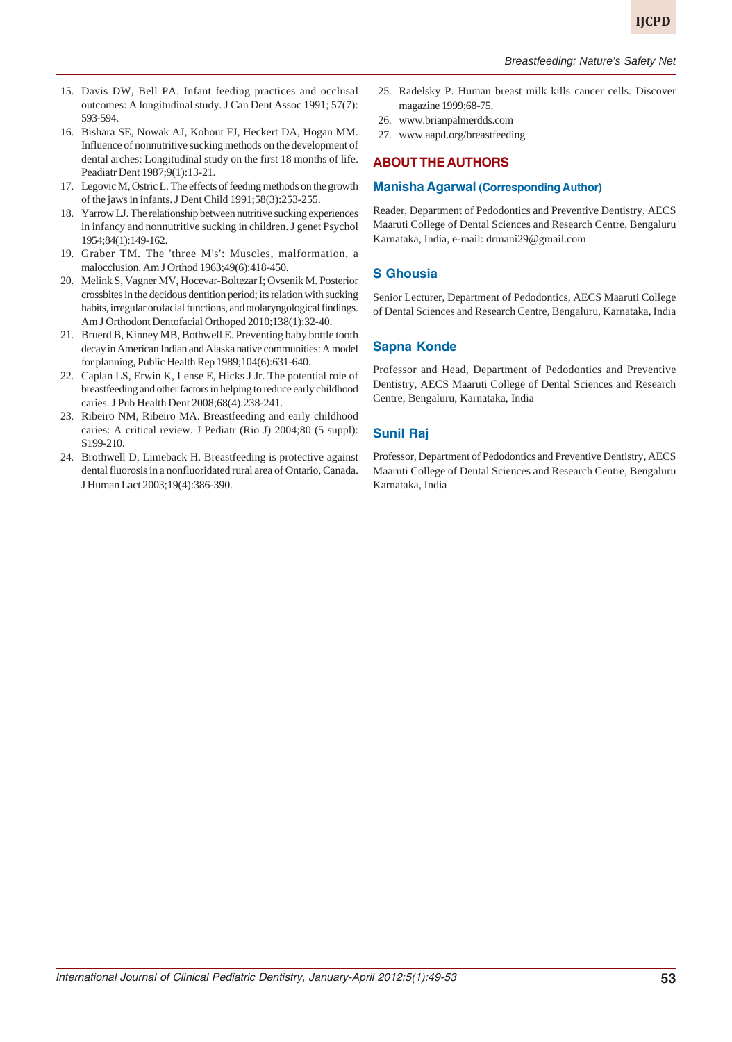15. Davis DW, Bell PA. Infant feeding practices and occlusal outcomes: A longitudinal study. J Can Dent Assoc 1991; 57(7): 593-594.
16. Bishara SE, Nowak AJ, Kohout FJ, Heckert DA, Hogan MM. Influence of nonnutritive sucking methods on the development of dental arches: Longitudinal study on the first 18 months of life. Peadiatr Dent 1987;9(1):13-21.
17. Legovic M, Ostric L. The effects of feeding methods on the growth of the jaws in infants. J Dent Child 1991;58(3):253-255.
18. Yarrow LJ. The relationship between nutritive sucking experiences in infancy and nonnutritive sucking in children. J genet Psychol 1954;84(1):149-162.
19. Graber TM. The 'three M's': Muscles, malformation, a malocclusion. Am J Orthod 1963;49(6):418-450.
20. Melink S, Vagner MV, Hocevar-Boltezar I; Ovsenik M. Posterior crossbites in the decidous dentition period; its relation with sucking habits, irregular orofacial functions, and otolaryngological findings. Am J Orthodont Dentofacial Orthoped 2010;138(1):32-40.
21. Bruerd B, Kinney MB, Bothwell E. Preventing baby bottle tooth decay in American Indian and Alaska native communities: A model for planning, Public Health Rep 1989;104(6):631-640.
22. Caplan LS, Erwin K, Lense E, Hicks J Jr. The potential role of breastfeeding and other factors in helping to reduce early childhood caries. J Pub Health Dent 2008;68(4):238-241.
23. Ribeiro NM, Ribeiro MA. Breastfeeding and early childhood caries: A critical review. J Pediatr (Rio J) 2004;80 (5 suppl): S199-210.
24. Brothwell D, Limeback H. Breastfeeding is protective against dental fluorosis in a nonfluoridated rural area of Ontario, Canada. J Human Lact 2003;19(4):386-390.
25. Radelsky P. Human breast milk kills cancer cells. Discover magazine 1999;68-75.
26. www.brianpalmerdds.com
27. www.aapd.org/breastfeeding

## ABOUT THE AUTHORS

### Manisha Agarwal (Corresponding Author)

Reader, Department of Pedodontics and Preventive Dentistry, AECS Maaruti College of Dental Sciences and Research Centre, Bengaluru Karnataka, India, e-mail: drmani29@gmail.com

### S Ghousia

Senior Lecturer, Department of Pedodontics, AECS Maaruti College of Dental Sciences and Research Centre, Bengaluru, Karnataka, India

### Sapna Konde

Professor and Head, Department of Pedodontics and Preventive Dentistry, AECS Maaruti College of Dental Sciences and Research Centre, Bengaluru, Karnataka, India

### Sunil Raj

Professor, Department of Pedodontics and Preventive Dentistry, AECS Maaruti College of Dental Sciences and Research Centre, Bengaluru Karnataka, India